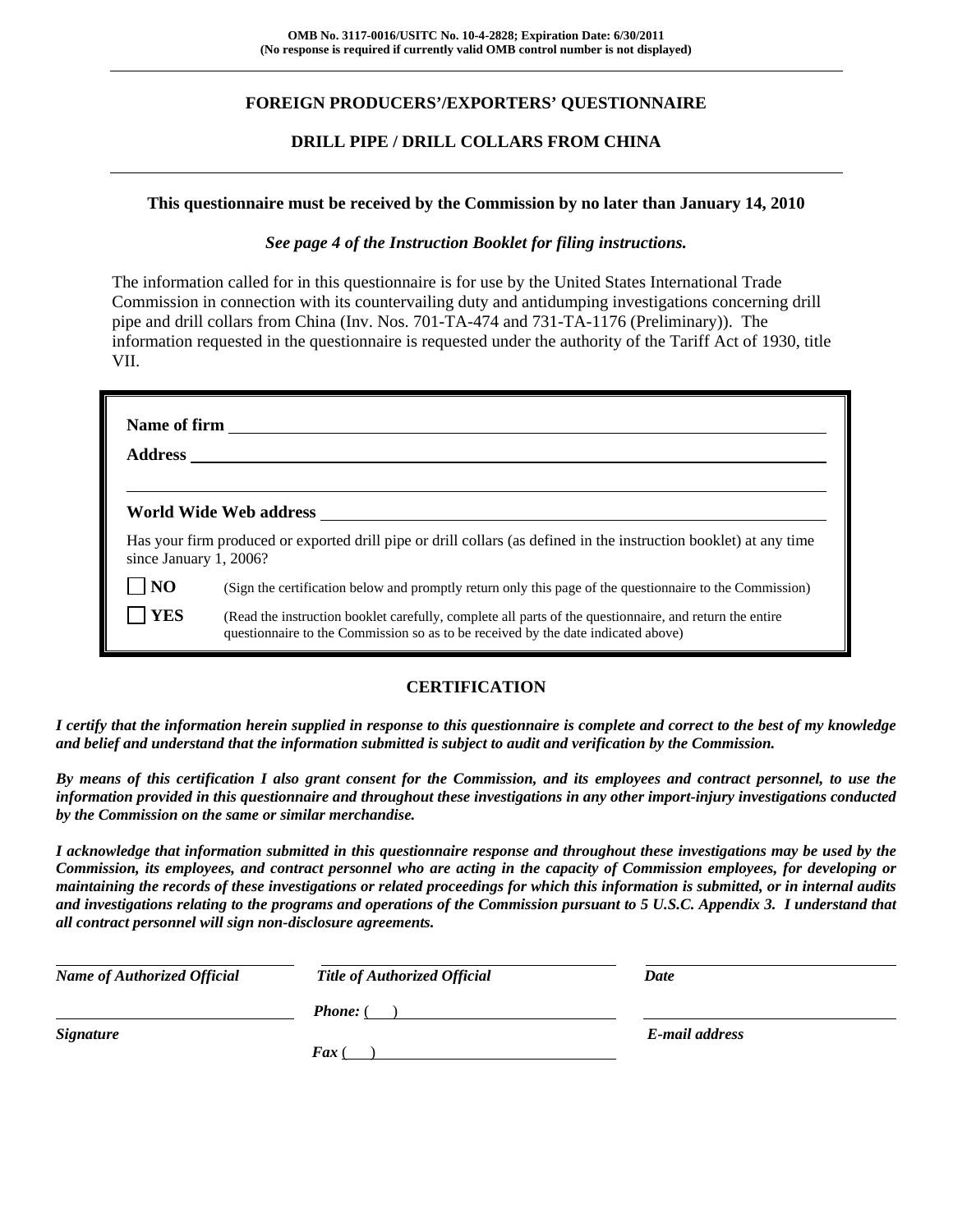**OMB No. 3117-0016/USITC No. 10-4-2828; Expiration Date: 6/30/2011**
**(No response is required if currently valid OMB control number is not displayed)**

## FOREIGN PRODUCERS'/EXPORTERS' QUESTIONNAIRE

## DRILL PIPE / DRILL COLLARS FROM CHINA

**This questionnaire must be received by the Commission by no later than January 14, 2010**

***See page 4 of the Instruction Booklet for filing instructions.***

The information called for in this questionnaire is for use by the United States International Trade Commission in connection with its countervailing duty and antidumping investigations concerning drill pipe and drill collars from China (Inv. Nos. 701-TA-474 and 731-TA-1176 (Preliminary)). The information requested in the questionnaire is requested under the authority of the Tariff Act of 1930, title VII.

**Name of firm** ____________________

**Address** ____________________

____________________

**World Wide Web address** ____________________

Has your firm produced or exported drill pipe or drill collars (as defined in the instruction booklet) at any time since January 1, 2006?

☐ **NO** (Sign the certification below and promptly return only this page of the questionnaire to the Commission)

☐ **YES** (Read the instruction booklet carefully, complete all parts of the questionnaire, and return the entire questionnaire to the Commission so as to be received by the date indicated above)

## CERTIFICATION

***I certify that the information herein supplied in response to this questionnaire is complete and correct to the best of my knowledge and belief and understand that the information submitted is subject to audit and verification by the Commission.***

***By means of this certification I also grant consent for the Commission, and its employees and contract personnel, to use the information provided in this questionnaire and throughout these investigations in any other import-injury investigations conducted by the Commission on the same or similar merchandise.***

***I acknowledge that information submitted in this questionnaire response and throughout these investigations may be used by the Commission, its employees, and contract personnel who are acting in the capacity of Commission employees, for developing or maintaining the records of these investigations or related proceedings for which this information is submitted, or in internal audits and investigations relating to the programs and operations of the Commission pursuant to 5 U.S.C. Appendix 3. I understand that all contract personnel will sign non-disclosure agreements.***

| ____________________ | ____________________ | ____________________ |
|---|---|---|
| ***Name of Authorized Official*** | ***Title of Authorized Official*** | ***Date*** |
| ____________________ | ***Phone:*** ( ) ____________ | ____________________ |
| ***Signature*** | ***Fax*** ( ) ____________ | ***E-mail address*** |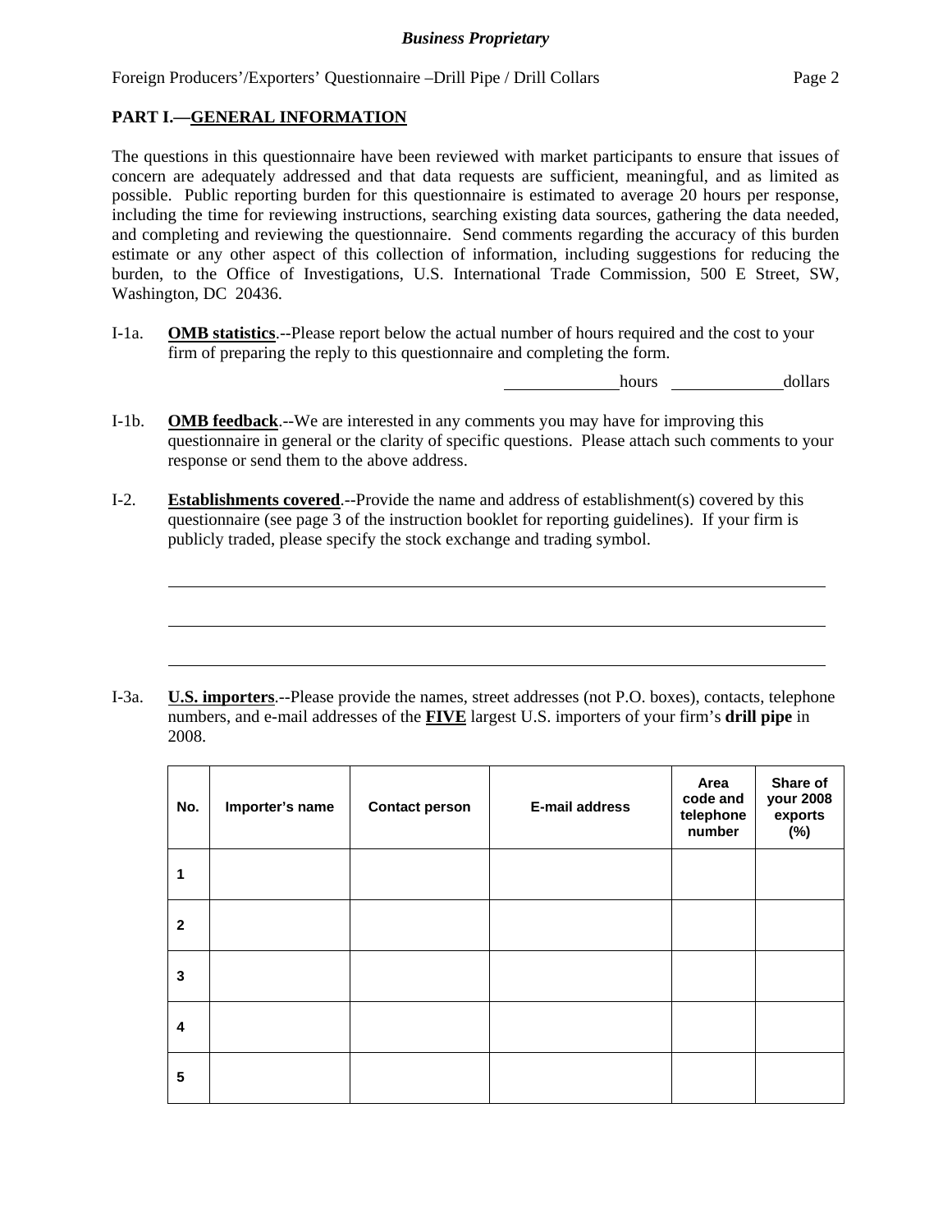## PART I.—GENERAL INFORMATION

The questions in this questionnaire have been reviewed with market participants to ensure that issues of concern are adequately addressed and that data requests are sufficient, meaningful, and as limited as possible. Public reporting burden for this questionnaire is estimated to average 20 hours per response, including the time for reviewing instructions, searching existing data sources, gathering the data needed, and completing and reviewing the questionnaire. Send comments regarding the accuracy of this burden estimate or any other aspect of this collection of information, including suggestions for reducing the burden, to the Office of Investigations, U.S. International Trade Commission, 500 E Street, SW, Washington, DC 20436.

I-1a. **OMB statistics**.--Please report below the actual number of hours required and the cost to your firm of preparing the reply to this questionnaire and completing the form.

______________hours ______________dollars

I-1b. **OMB feedback**.--We are interested in any comments you may have for improving this questionnaire in general or the clarity of specific questions. Please attach such comments to your response or send them to the above address.

I-2. **Establishments covered**.--Provide the name and address of establishment(s) covered by this questionnaire (see page 3 of the instruction booklet for reporting guidelines). If your firm is publicly traded, please specify the stock exchange and trading symbol.

________________________________________________________________________

________________________________________________________________________

________________________________________________________________________

I-3a. **U.S. importers**.--Please provide the names, street addresses (not P.O. boxes), contacts, telephone numbers, and e-mail addresses of the **FIVE** largest U.S. importers of your firm's **drill pipe** in 2008.

| No. | Importer's name | Contact person | E-mail address | Area code and telephone number | Share of your 2008 exports (%) |
|---|---|---|---|---|---|
| 1 | | | | | |
| 2 | | | | | |
| 3 | | | | | |
| 4 | | | | | |
| 5 | | | | | |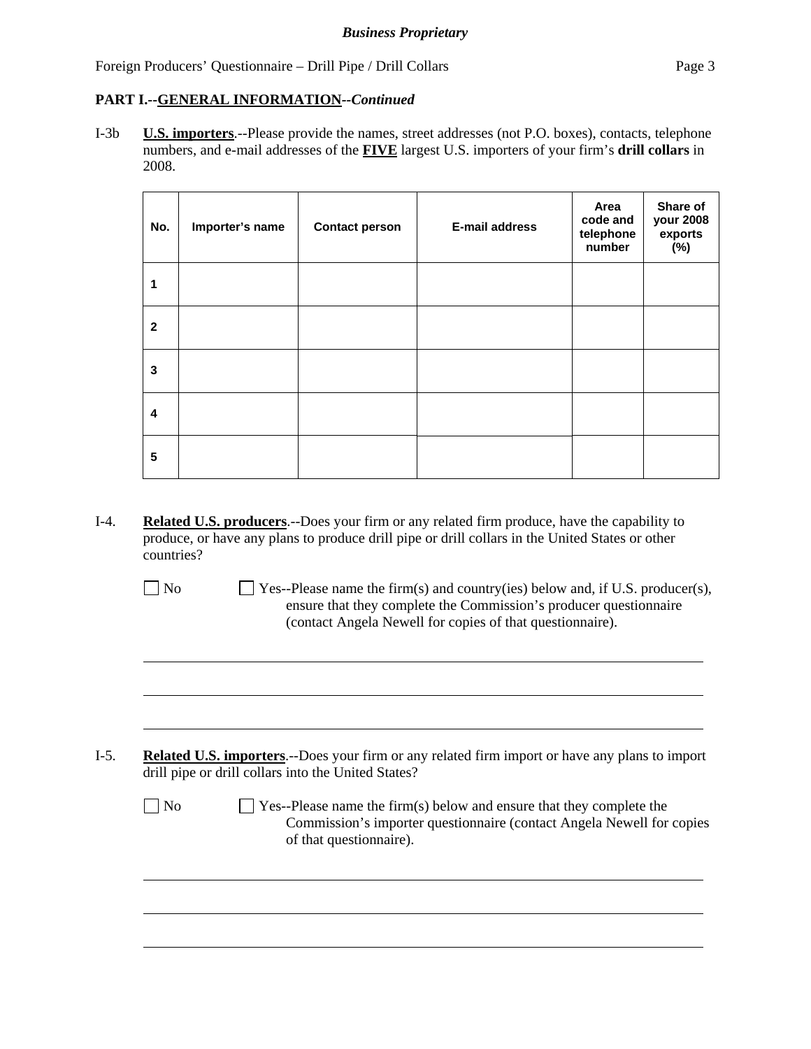**PART I.--GENERAL INFORMATION--*Continued***

I-3b **U.S. importers**.--Please provide the names, street addresses (not P.O. boxes), contacts, telephone numbers, and e-mail addresses of the **FIVE** largest U.S. importers of your firm's **drill collars** in 2008.

| No. | Importer's name | Contact person | E-mail address | Area code and telephone number | Share of your 2008 exports (%) |
|---|---|---|---|---|---|
| 1 | | | | | |
| 2 | | | | | |
| 3 | | | | | |
| 4 | | | | | |
| 5 | | | | | |

I-4. **Related U.S. producers**.--Does your firm or any related firm produce, have the capability to produce, or have any plans to produce drill pipe or drill collars in the United States or other countries?

☐ No ☐ Yes--Please name the firm(s) and country(ies) below and, if U.S. producer(s), ensure that they complete the Commission's producer questionnaire (contact Angela Newell for copies of that questionnaire).

______________________________________________________________________

______________________________________________________________________

______________________________________________________________________

I-5. **Related U.S. importers**.--Does your firm or any related firm import or have any plans to import drill pipe or drill collars into the United States?

☐ No ☐ Yes--Please name the firm(s) below and ensure that they complete the Commission's importer questionnaire (contact Angela Newell for copies of that questionnaire).

______________________________________________________________________

______________________________________________________________________

______________________________________________________________________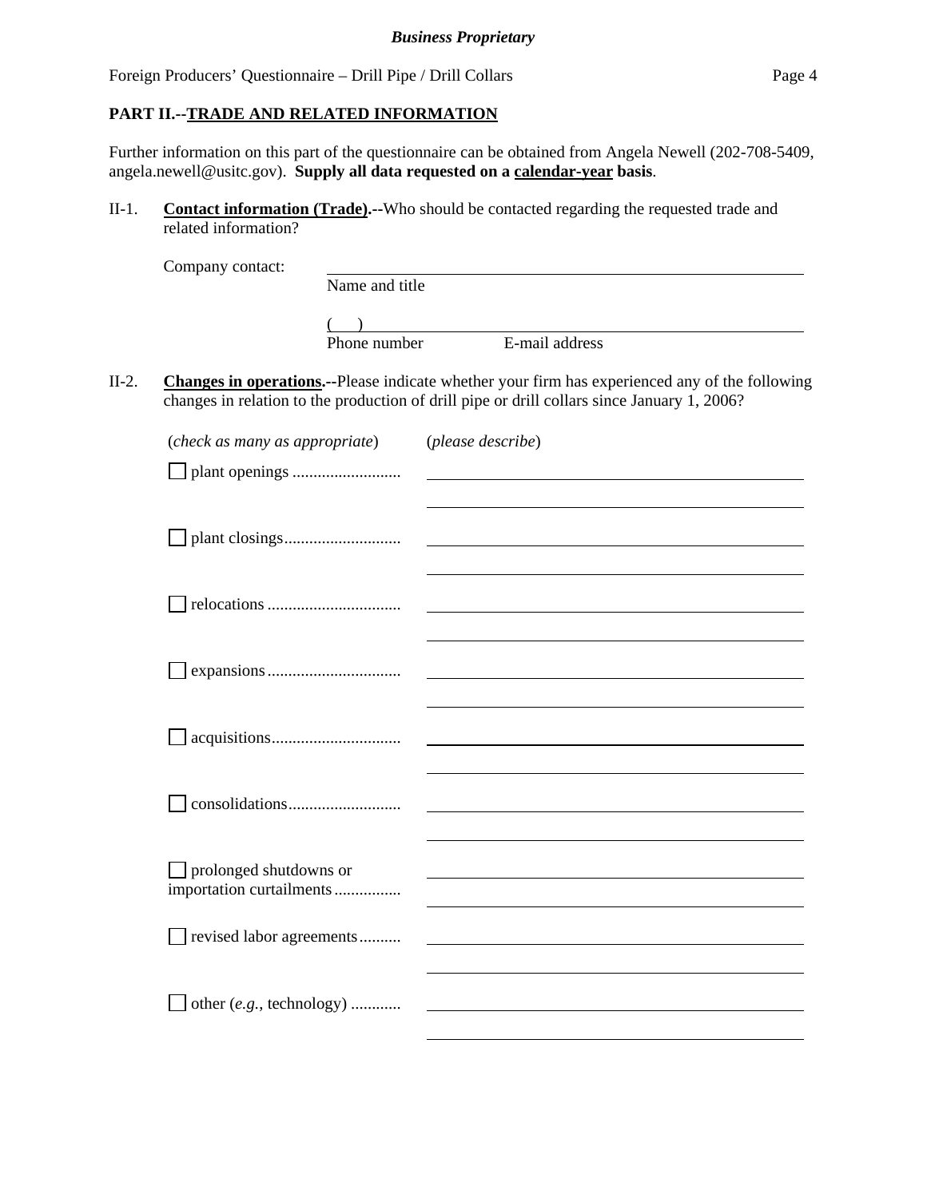**PART II.--TRADE AND RELATED INFORMATION**

Further information on this part of the questionnaire can be obtained from Angela Newell (202-708-5409, angela.newell@usitc.gov). **Supply all data requested on a calendar-year basis**.

II-1. **Contact information (Trade).--**Who should be contacted regarding the requested trade and related information?

Company contact: ______________________________________________
Name and title

(     ) ______________________________________________
Phone number          E-mail address

II-2. **Changes in operations.--**Please indicate whether your firm has experienced any of the following changes in relation to the production of drill pipe or drill collars since January 1, 2006?

| (*check as many as appropriate*) | (*please describe*) |
|---|---|
| ☐ plant openings .......................... | |
| ☐ plant closings............................ | |
| ☐ relocations ................................ | |
| ☐ expansions................................ | |
| ☐ acquisitions............................... | |
| ☐ consolidations........................... | |
| ☐ prolonged shutdowns or importation curtailments................ | |
| ☐ revised labor agreements.......... | |
| ☐ other (*e.g.*, technology) ............ | |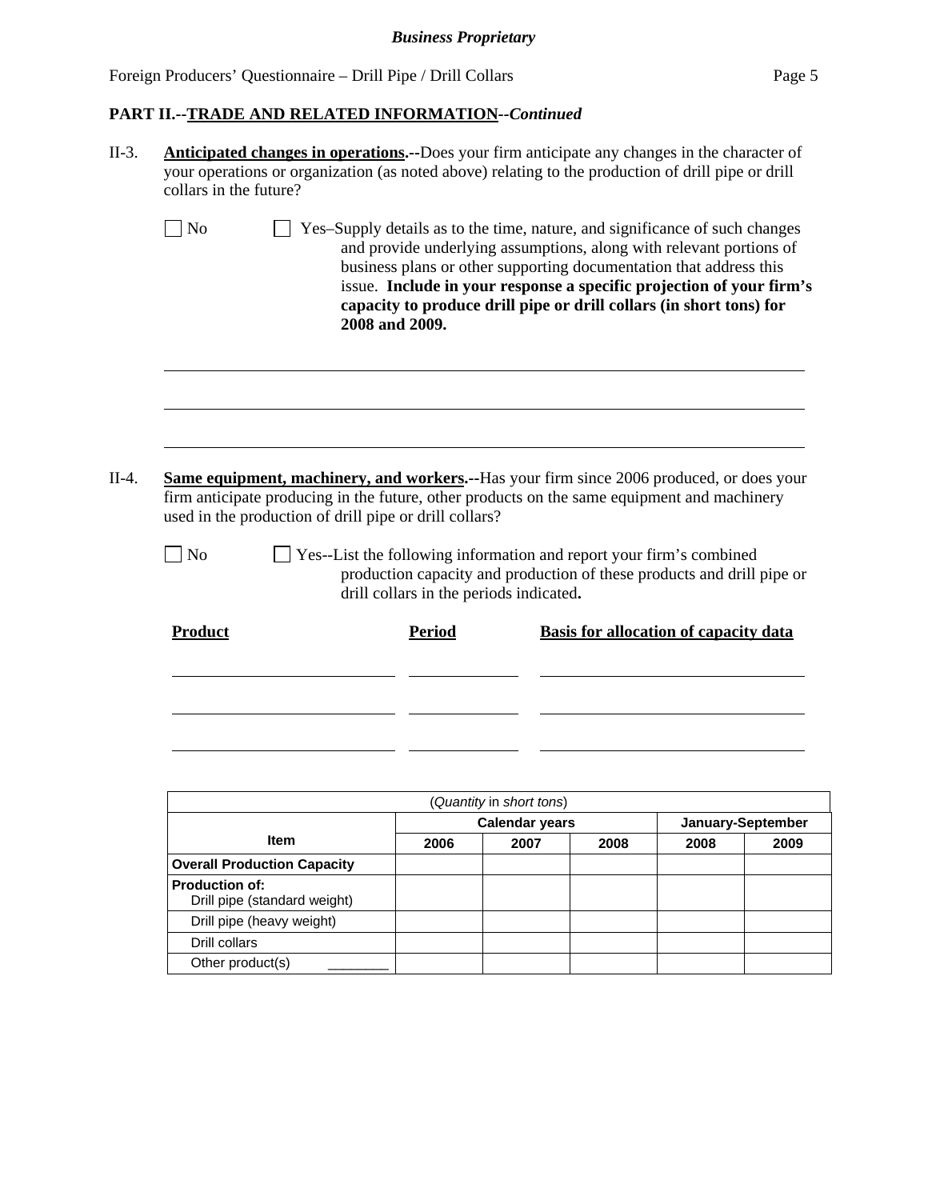## PART II.--TRADE AND RELATED INFORMATION--*Continued*

II-3. **Anticipated changes in operations.--**Does your firm anticipate any changes in the character of your operations or organization (as noted above) relating to the production of drill pipe or drill collars in the future?

☐ No ☐ Yes–Supply details as to the time, nature, and significance of such changes and provide underlying assumptions, along with relevant portions of business plans or other supporting documentation that address this issue. **Include in your response a specific projection of your firm's capacity to produce drill pipe or drill collars (in short tons) for 2008 and 2009.**

\_\_\_\_\_\_\_\_\_\_\_\_\_\_\_\_\_\_\_\_\_\_\_\_\_\_\_\_\_\_\_\_\_\_\_\_\_\_\_\_\_\_\_\_\_\_\_\_\_\_\_\_\_\_\_\_\_\_\_\_\_\_\_\_\_\_\_\_\_\_

\_\_\_\_\_\_\_\_\_\_\_\_\_\_\_\_\_\_\_\_\_\_\_\_\_\_\_\_\_\_\_\_\_\_\_\_\_\_\_\_\_\_\_\_\_\_\_\_\_\_\_\_\_\_\_\_\_\_\_\_\_\_\_\_\_\_\_\_\_\_

\_\_\_\_\_\_\_\_\_\_\_\_\_\_\_\_\_\_\_\_\_\_\_\_\_\_\_\_\_\_\_\_\_\_\_\_\_\_\_\_\_\_\_\_\_\_\_\_\_\_\_\_\_\_\_\_\_\_\_\_\_\_\_\_\_\_\_\_\_\_

II-4. **Same equipment, machinery, and workers.--**Has your firm since 2006 produced, or does your firm anticipate producing in the future, other products on the same equipment and machinery used in the production of drill pipe or drill collars?

☐ No ☐ Yes--List the following information and report your firm's combined production capacity and production of these products and drill pipe or drill collars in the periods indicated**.**

| Product | Period | Basis for allocation of capacity data |
|---|---|---|
| | | |
| | | |
| | | |

| (*Quantity* in *short tons*) | | | | | |
|---|---|---|---|---|---|
| **Item** | **Calendar years** | | | **January-September** | |
| | **2006** | **2007** | **2008** | **2008** | **2009** |
| **Overall Production Capacity** | | | | | |
| **Production of:** Drill pipe (standard weight) | | | | | |
| Drill pipe (heavy weight) | | | | | |
| Drill collars | | | | | |
| Other product(s) \_\_\_\_\_\_\_\_ | | | | | |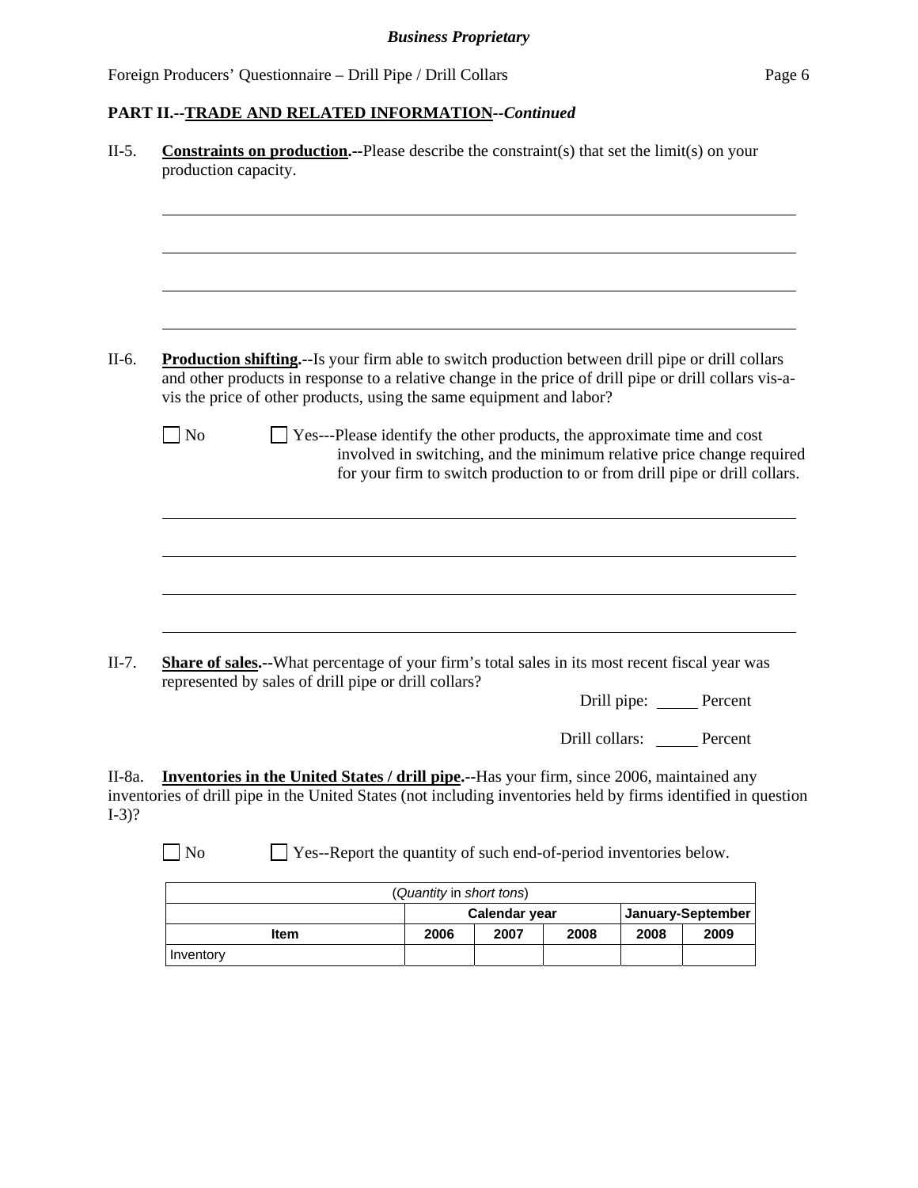**PART II.--TRADE AND RELATED INFORMATION--*Continued***

II-5. **Constraints on production.--**Please describe the constraint(s) that set the limit(s) on your production capacity.

______________________________________________________________________

______________________________________________________________________

______________________________________________________________________

______________________________________________________________________

II-6. **Production shifting.--**Is your firm able to switch production between drill pipe or drill collars and other products in response to a relative change in the price of drill pipe or drill collars vis-a-vis the price of other products, using the same equipment and labor?

☐ No ☐ Yes---Please identify the other products, the approximate time and cost involved in switching, and the minimum relative price change required for your firm to switch production to or from drill pipe or drill collars.

______________________________________________________________________

______________________________________________________________________

______________________________________________________________________

______________________________________________________________________

II-7. **Share of sales.--**What percentage of your firm's total sales in its most recent fiscal year was represented by sales of drill pipe or drill collars?

Drill pipe: _____ Percent

Drill collars: _____ Percent

II-8a. **Inventories in the United States / drill pipe.--**Has your firm, since 2006, maintained any inventories of drill pipe in the United States (not including inventories held by firms identified in question I-3)?

☐ No ☐ Yes--Report the quantity of such end-of-period inventories below.

| (*Quantity* in *short tons*) | | | | | |
|---|---|---|---|---|---|
| | Calendar year | | | January-September | |
| Item | 2006 | 2007 | 2008 | 2008 | 2009 |
| Inventory | | | | | |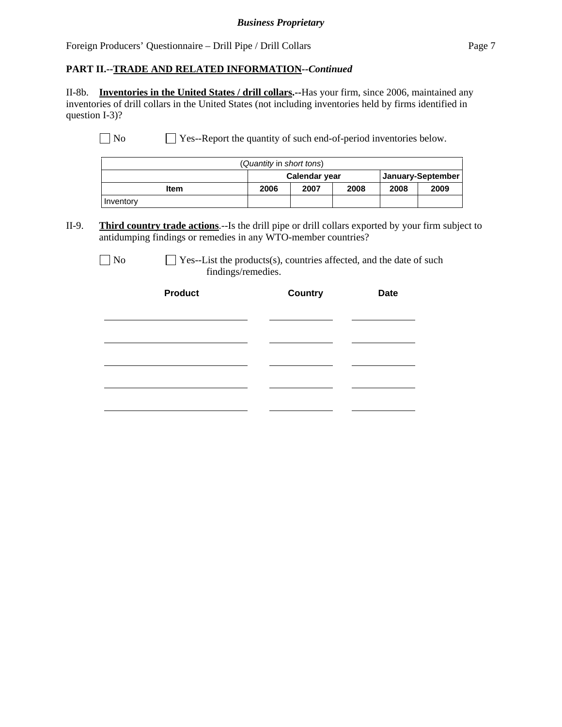**PART II.--TRADE AND RELATED INFORMATION--*Continued***

II-8b. **Inventories in the United States / drill collars.--**Has your firm, since 2006, maintained any inventories of drill collars in the United States (not including inventories held by firms identified in question I-3)?

☐ No ☐ Yes--Report the quantity of such end-of-period inventories below.

| (*Quantity* in *short tons*) | | | | | |
|---|---|---|---|---|---|
| | Calendar year | | | January-September | |
| **Item** | **2006** | **2007** | **2008** | **2008** | **2009** |
| Inventory | | | | | |

II-9. **Third country trade actions**.--Is the drill pipe or drill collars exported by your firm subject to antidumping findings or remedies in any WTO-member countries?

☐ No ☐ Yes--List the products(s), countries affected, and the date of such findings/remedies.

| Product | Country | Date |
|---|---|---|
| | | |
| | | |
| | | |
| | | |
| | | |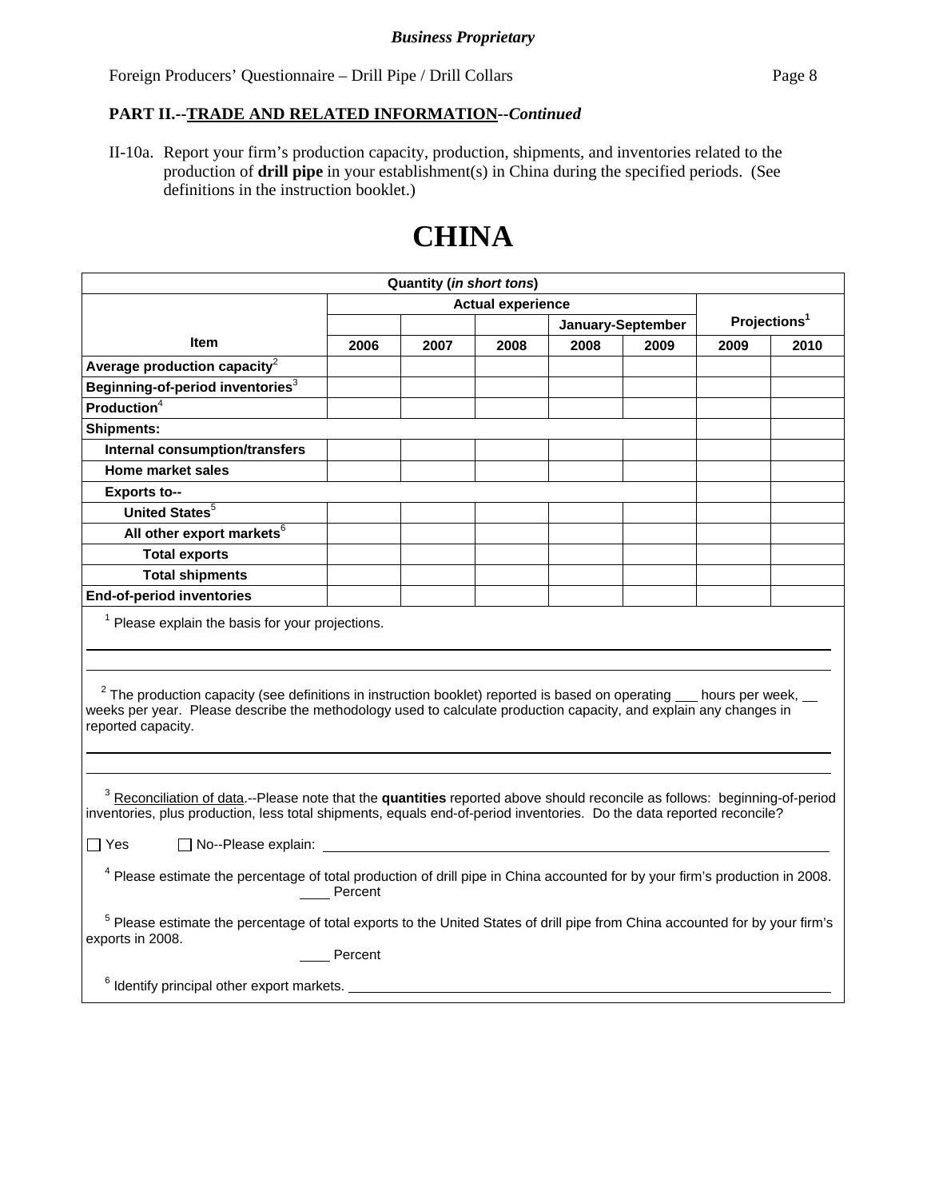*Business Proprietary*

Foreign Producers' Questionnaire – Drill Pipe / Drill Collars

**PART II.--TRADE AND RELATED INFORMATION--*Continued***

II-10a. Report your firm's production capacity, production, shipments, and inventories related to the production of **drill pipe** in your establishment(s) in China during the specified periods. (See definitions in the instruction booklet.)

# CHINA

| Quantity (*in short tons*) | | | | | | | |
|---|---|---|---|---|---|---|---|
| | Actual experience | | | | | Projections[1] | |
| | | | | January-September | | | |
| **Item** | **2006** | **2007** | **2008** | **2008** | **2009** | **2009** | **2010** |
| **Average production capacity**[2] | | | | | | | |
| **Beginning-of-period inventories**[3] | | | | | | | |
| **Production**[4] | | | | | | | |
| **Shipments:** | | | | | | | |
| **Internal consumption/transfers** | | | | | | | |
| **Home market sales** | | | | | | | |
| **Exports to--** | | | | | | | |
| **United States**[5] | | | | | | | |
| **All other export markets**[6] | | | | | | | |
| **Total exports** | | | | | | | |
| **Total shipments** | | | | | | | |
| **End-of-period inventories** | | | | | | | |

[1] Please explain the basis for your projections.

_______________________________________________

_______________________________________________

[2] The production capacity (see definitions in instruction booklet) reported is based on operating ___ hours per week, __ weeks per year. Please describe the methodology used to calculate production capacity, and explain any changes in reported capacity.

_______________________________________________

_______________________________________________

[3] Reconciliation of data.--Please note that the **quantities** reported above should reconcile as follows: beginning-of-period inventories, plus production, less total shipments, equals end-of-period inventories. Do the data reported reconcile?

☐ Yes ☐ No--Please explain: ____________________

[4] Please estimate the percentage of total production of drill pipe in China accounted for by your firm's production in 2008.
____ Percent

[5] Please estimate the percentage of total exports to the United States of drill pipe from China accounted for by your firm's exports in 2008.
____ Percent

[6] Identify principal other export markets. ____________________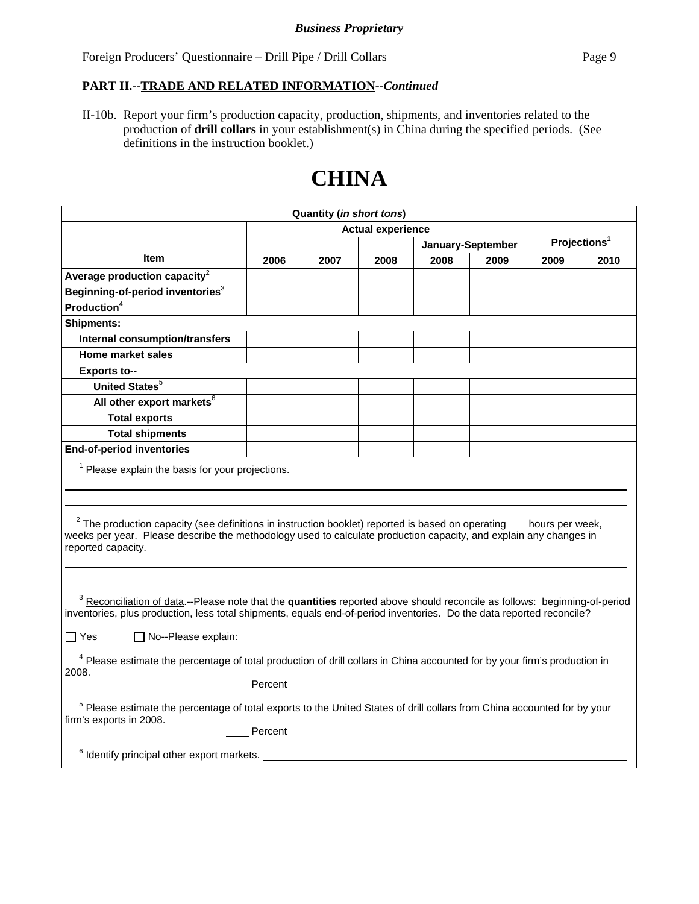*Business Proprietary*

Foreign Producers' Questionnaire – Drill Pipe / Drill Collars

**PART II.--TRADE AND RELATED INFORMATION--*Continued***

II-10b. Report your firm's production capacity, production, shipments, and inventories related to the production of **drill collars** in your establishment(s) in China during the specified periods. (See definitions in the instruction booklet.)

# CHINA

| Quantity (*in short tons*) | | | | | | | |
|---|---|---|---|---|---|---|---|
| | Actual experience | | | | | Projections[1] | |
| | | | | January-September | | | |
| **Item** | **2006** | **2007** | **2008** | **2008** | **2009** | **2009** | **2010** |
| **Average production capacity**[2] | | | | | | | |
| **Beginning-of-period inventories**[3] | | | | | | | |
| **Production**[4] | | | | | | | |
| **Shipments:** | | | | | | | |
| **Internal consumption/transfers** | | | | | | | |
| **Home market sales** | | | | | | | |
| **Exports to--** | | | | | | | |
| **United States**[5] | | | | | | | |
| **All other export markets**[6] | | | | | | | |
| **Total exports** | | | | | | | |
| **Total shipments** | | | | | | | |
| **End-of-period inventories** | | | | | | | |

[1] Please explain the basis for your projections.

______________________________________________________________________

______________________________________________________________________

[2] The production capacity (see definitions in instruction booklet) reported is based on operating ___ hours per week, __ weeks per year. Please describe the methodology used to calculate production capacity, and explain any changes in reported capacity.

______________________________________________________________________

______________________________________________________________________

[3] Reconciliation of data.--Please note that the **quantities** reported above should reconcile as follows: beginning-of-period inventories, plus production, less total shipments, equals end-of-period inventories. Do the data reported reconcile?

☐ Yes ☐ No--Please explain: ______________________________________________

[4] Please estimate the percentage of total production of drill collars in China accounted for by your firm's production in 2008.

____ Percent

[5] Please estimate the percentage of total exports to the United States of drill collars from China accounted for by your firm's exports in 2008.

____ Percent

[6] Identify principal other export markets. ______________________________________________